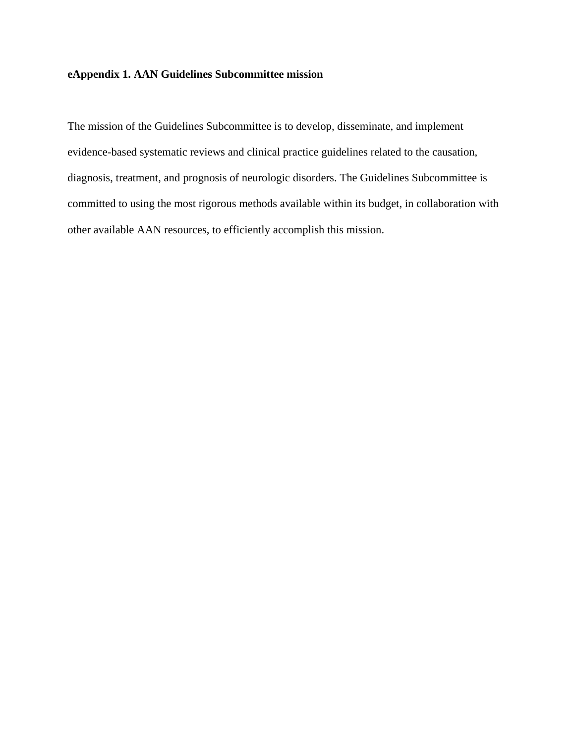**eAppendix 1. AAN Guidelines Subcommittee mission**

The mission of the Guidelines Subcommittee is to develop, disseminate, and implement evidence-based systematic reviews and clinical practice guidelines related to the causation, diagnosis, treatment, and prognosis of neurologic disorders. The Guidelines Subcommittee is committed to using the most rigorous methods available within its budget, in collaboration with other available AAN resources, to efficiently accomplish this mission.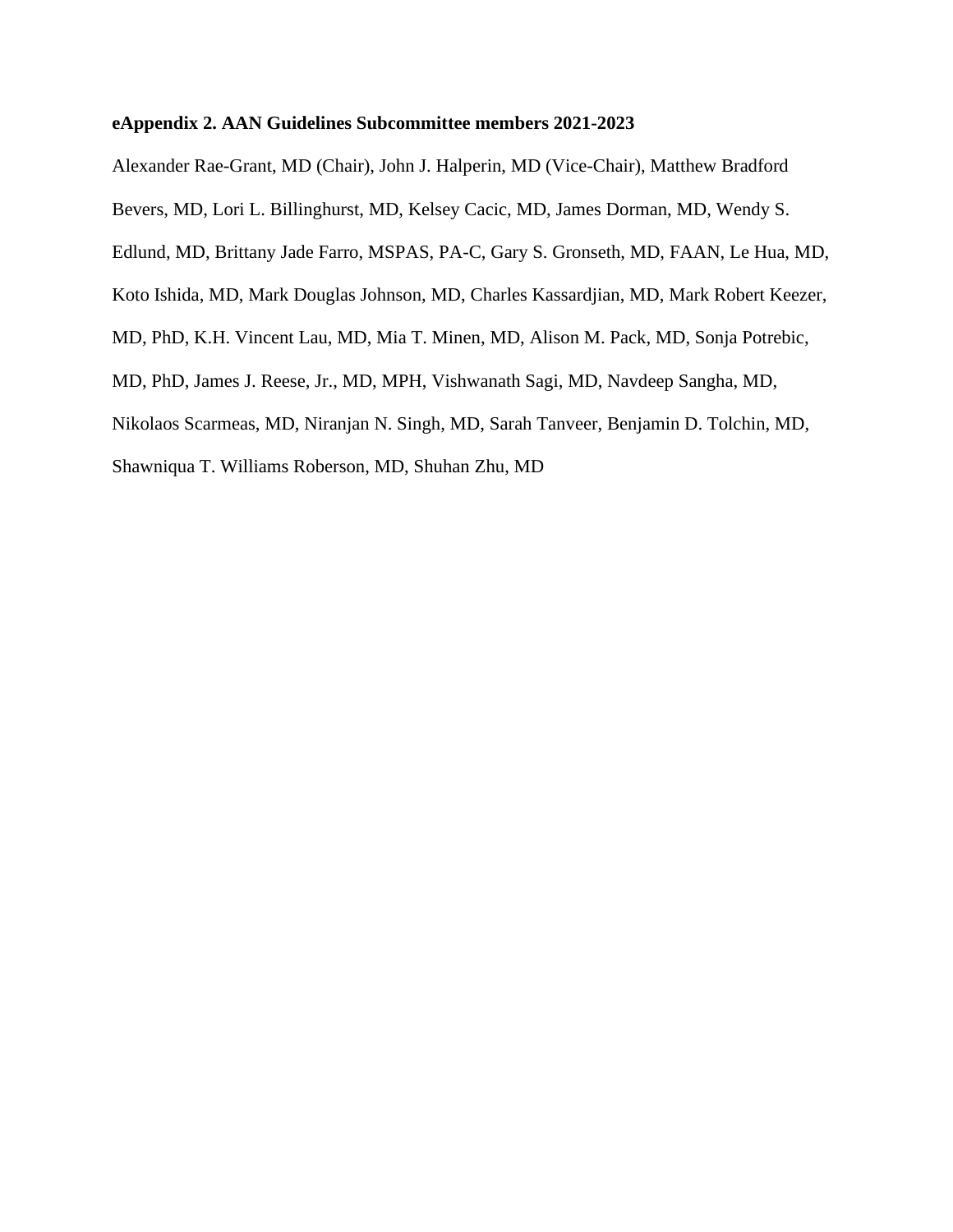**eAppendix 2. AAN Guidelines Subcommittee members 2021-2023**

Alexander Rae-Grant, MD (Chair), John J. Halperin, MD (Vice-Chair), Matthew Bradford Bevers, MD, Lori L. Billinghurst, MD, Kelsey Cacic, MD, James Dorman, MD, Wendy S. Edlund, MD, Brittany Jade Farro, MSPAS, PA-C, Gary S. Gronseth, MD, FAAN, Le Hua, MD, Koto Ishida, MD, Mark Douglas Johnson, MD, Charles Kassardjian, MD, Mark Robert Keezer, MD, PhD, K.H. Vincent Lau, MD, Mia T. Minen, MD, Alison M. Pack, MD, Sonja Potrebic, MD, PhD, James J. Reese, Jr., MD, MPH, Vishwanath Sagi, MD, Navdeep Sangha, MD, Nikolaos Scarmeas, MD, Niranjan N. Singh, MD, Sarah Tanveer, Benjamin D. Tolchin, MD, Shawniqua T. Williams Roberson, MD, Shuhan Zhu, MD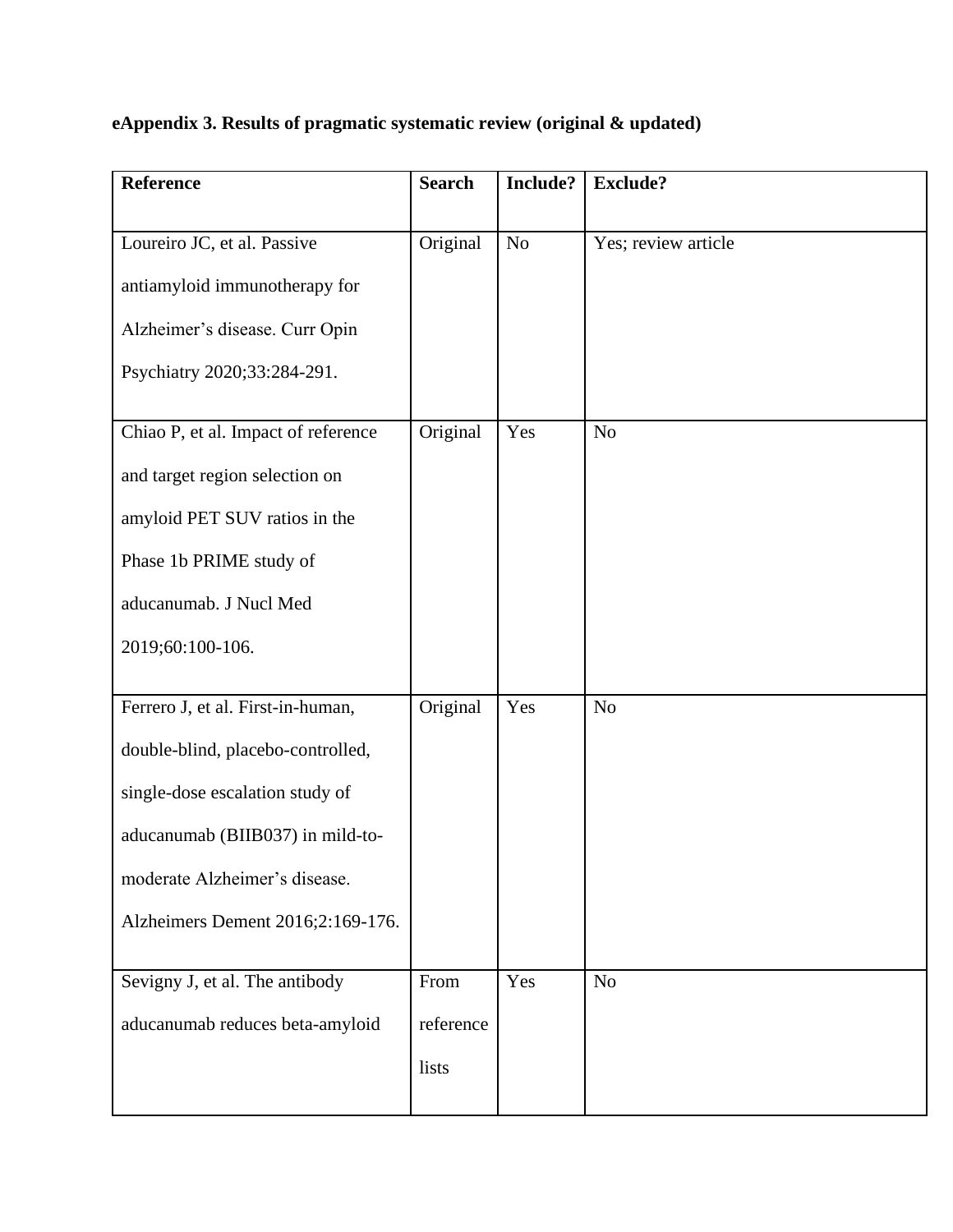**eAppendix 3. Results of pragmatic systematic review (original & updated)**

| Reference | Search | Include? | Exclude? |
|---|---|---|---|
| Loureiro JC, et al. Passive antiamyloid immunotherapy for Alzheimer's disease. Curr Opin Psychiatry 2020;33:284-291. | Original | No | Yes; review article |
| Chiao P, et al. Impact of reference and target region selection on amyloid PET SUV ratios in the Phase 1b PRIME study of aducanumab. J Nucl Med 2019;60:100-106. | Original | Yes | No |
| Ferrero J, et al. First-in-human, double-blind, placebo-controlled, single-dose escalation study of aducanumab (BIIB037) in mild-to-moderate Alzheimer's disease. Alzheimers Dement 2016;2:169-176. | Original | Yes | No |
| Sevigny J, et al. The antibody aducanumab reduces beta-amyloid | From reference lists | Yes | No |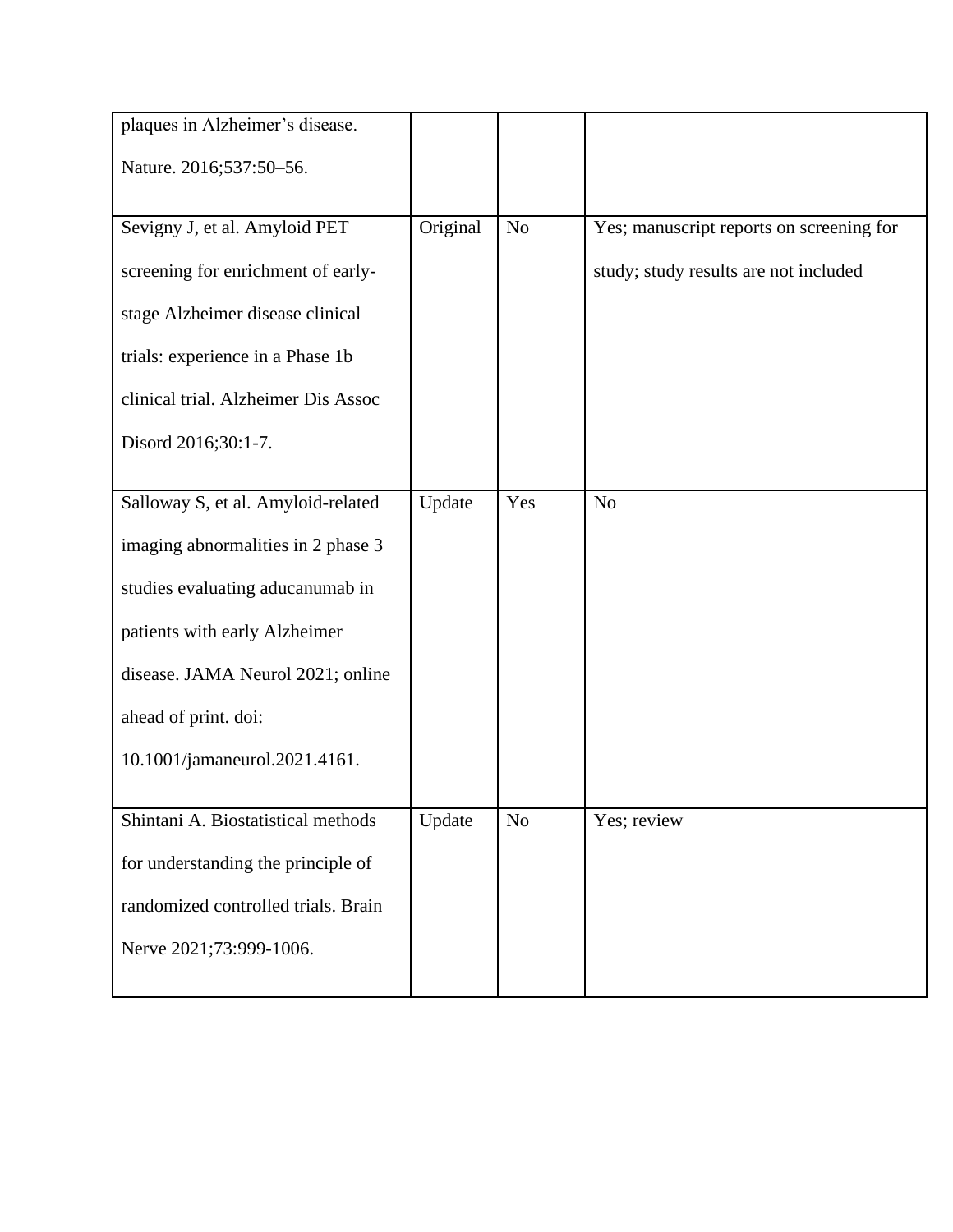| | | | |
|---|---|---|---|
| plaques in Alzheimer's disease. Nature. 2016;537:50–56. | | | |
| Sevigny J, et al. Amyloid PET screening for enrichment of early-stage Alzheimer disease clinical trials: experience in a Phase 1b clinical trial. Alzheimer Dis Assoc Disord 2016;30:1-7. | Original | No | Yes; manuscript reports on screening for study; study results are not included |
| Salloway S, et al. Amyloid-related imaging abnormalities in 2 phase 3 studies evaluating aducanumab in patients with early Alzheimer disease. JAMA Neurol 2021; online ahead of print. doi: 10.1001/jamaneurol.2021.4161. | Update | Yes | No |
| Shintani A. Biostatistical methods for understanding the principle of randomized controlled trials. Brain Nerve 2021;73:999-1006. | Update | No | Yes; review |